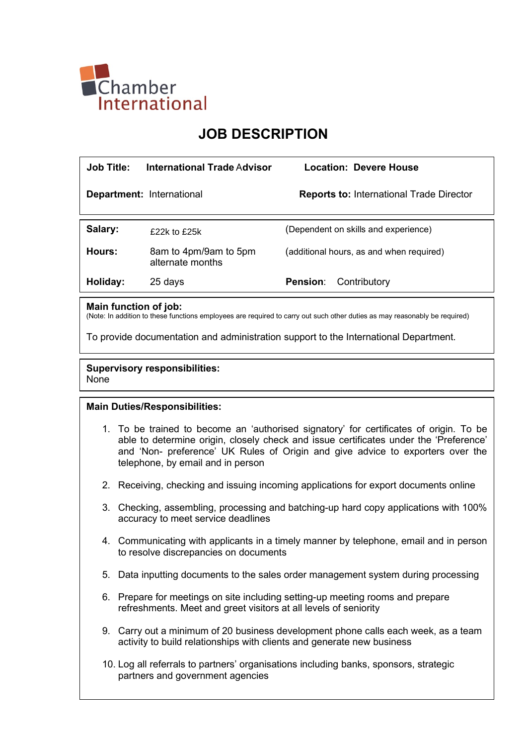Chamber International

# JOB DESCRIPTION

| | | | |
|---|---|---|---|
| **Job Title:** | **International Trade Advisor** | **Location:** | **Devere House** |
| **Department:** | International | **Reports to:** | International Trade Director |

| | | | |
|---|---|---|---|
| **Salary:** | £22k to £25k | (Dependent on skills and experience) | |
| **Hours:** | 8am to 4pm/9am to 5pm alternate months | (additional hours, as and when required) | |
| **Holiday:** | 25 days | **Pension**: | Contributory |

**Main function of job:**
(Note: In addition to these functions employees are required to carry out such other duties as may reasonably be required)

To provide documentation and administration support to the International Department.

**Supervisory responsibilities:**
None

**Main Duties/Responsibilities:**

1. To be trained to become an 'authorised signatory' for certificates of origin. To be able to determine origin, closely check and issue certificates under the 'Preference' and 'Non- preference' UK Rules of Origin and give advice to exporters over the telephone, by email and in person
2. Receiving, checking and issuing incoming applications for export documents online
3. Checking, assembling, processing and batching-up hard copy applications with 100% accuracy to meet service deadlines
4. Communicating with applicants in a timely manner by telephone, email and in person to resolve discrepancies on documents
5. Data inputting documents to the sales order management system during processing
6. Prepare for meetings on site including setting-up meeting rooms and prepare refreshments. Meet and greet visitors at all levels of seniority

9. Carry out a minimum of 20 business development phone calls each week, as a team activity to build relationships with clients and generate new business
10. Log all referrals to partners' organisations including banks, sponsors, strategic partners and government agencies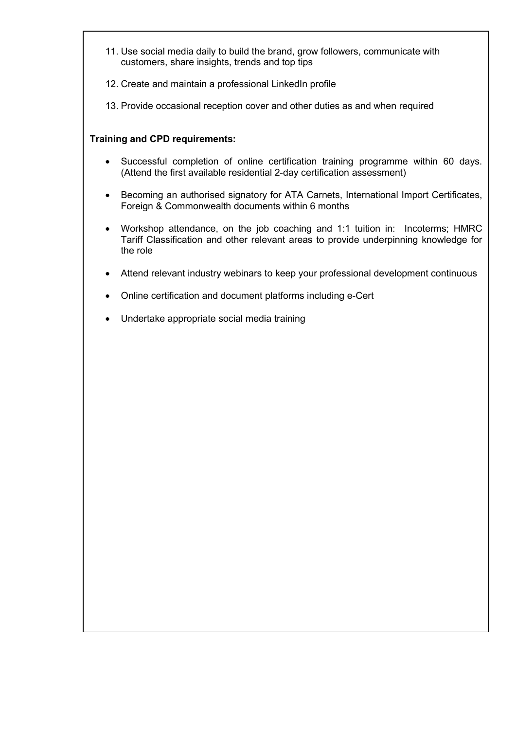11. Use social media daily to build the brand, grow followers, communicate with customers, share insights, trends and top tips

12. Create and maintain a professional LinkedIn profile

13. Provide occasional reception cover and other duties as and when required

**Training and CPD requirements:**

- Successful completion of online certification training programme within 60 days. (Attend the first available residential 2-day certification assessment)
- Becoming an authorised signatory for ATA Carnets, International Import Certificates, Foreign & Commonwealth documents within 6 months
- Workshop attendance, on the job coaching and 1:1 tuition in: Incoterms; HMRC Tariff Classification and other relevant areas to provide underpinning knowledge for the role
- Attend relevant industry webinars to keep your professional development continuous
- Online certification and document platforms including e-Cert
- Undertake appropriate social media training